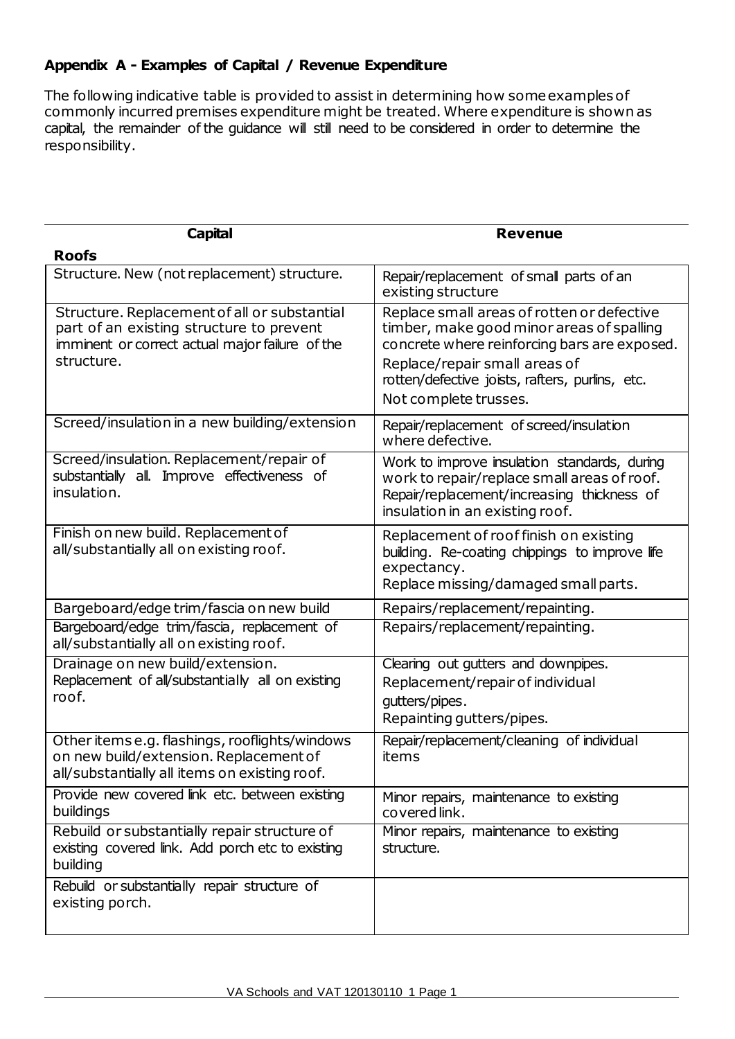### Appendix A - Examples of Capital / Revenue Expenditure

The following indicative table is provided to assist in determining how some examples of commonly incurred premises expenditure might be treated. Where expenditure is shown as capital, the remainder of the guidance will still need to be considered in order to determine the responsibility.

| Capital | Revenue |
|---|---|
| **Roofs** | |
| Structure. New (not replacement) structure. | Repair/replacement of small parts of an existing structure |
| Structure. Replacement of all or substantial part of an existing structure to prevent imminent or correct actual major failure of the structure. | Replace small areas of rotten or defective timber, make good minor areas of spalling concrete where reinforcing bars are exposed.<br>Replace/repair small areas of rotten/defective joists, rafters, purlins, etc.<br>Not complete trusses. |
| Screed/insulation in a new building/extension | Repair/replacement of screed/insulation where defective. |
| Screed/insulation. Replacement/repair of substantially all. Improve effectiveness of insulation. | Work to improve insulation standards, during work to repair/replace small areas of roof. Repair/replacement/increasing thickness of insulation in an existing roof. |
| Finish on new build. Replacement of all/substantially all on existing roof. | Replacement of roof finish on existing building. Re-coating chippings to improve life expectancy.<br>Replace missing/damaged small parts. |
| Bargeboard/edge trim/fascia on new build | Repairs/replacement/repainting. |
| Bargeboard/edge trim/fascia, replacement of all/substantially all on existing roof. | Repairs/replacement/repainting. |
| Drainage on new build/extension.<br>Replacement of all/substantially all on existing roof. | Clearing out gutters and downpipes.<br>Replacement/repair of individual gutters/pipes.<br>Repainting gutters/pipes. |
| Other items e.g. flashings, rooflights/windows on new build/extension. Replacement of all/substantially all items on existing roof. | Repair/replacement/cleaning of individual items |
| Provide new covered link etc. between existing buildings | Minor repairs, maintenance to existing covered link. |
| Rebuild or substantially repair structure of existing covered link. Add porch etc to existing building | Minor repairs, maintenance to existing structure. |
| Rebuild or substantially repair structure of existing porch. | |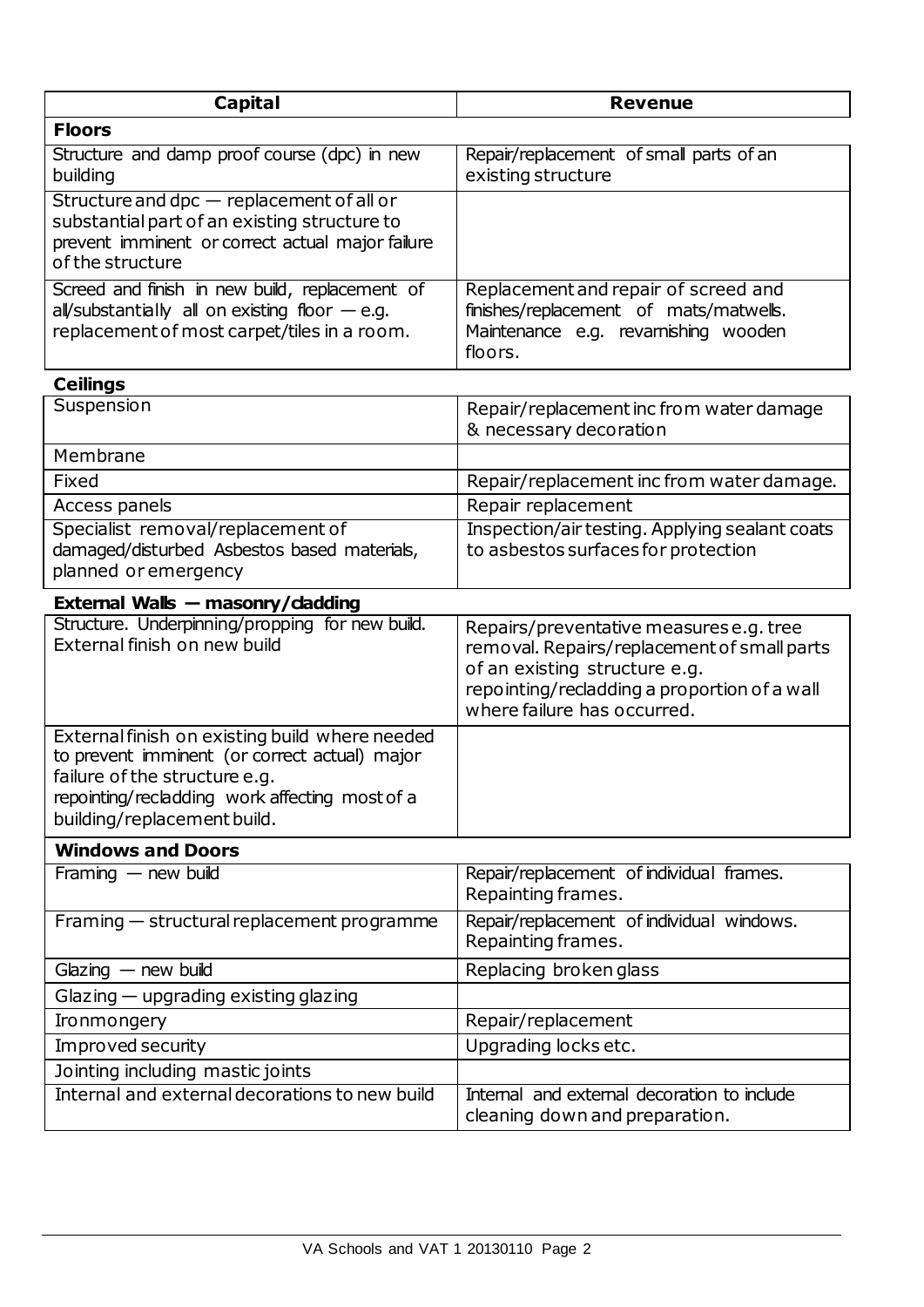| Capital | Revenue |
|---|---|
| **Floors** | |
| Structure and damp proof course (dpc) in new building | Repair/replacement of small parts of an existing structure |
| Structure and dpc — replacement of all or substantial part of an existing structure to prevent imminent or correct actual major failure of the structure | |
| Screed and finish in new build, replacement of all/substantially all on existing floor — e.g. replacement of most carpet/tiles in a room. | Replacement and repair of screed and finishes/replacement of mats/matwells. Maintenance e.g. revarnishing wooden floors. |
| **Ceilings** | |
| Suspension | Repair/replacement inc from water damage & necessary decoration |
| Membrane | |
| Fixed | Repair/replacement inc from water damage. |
| Access panels | Repair replacement |
| Specialist removal/replacement of damaged/disturbed Asbestos based materials, planned or emergency | Inspection/air testing. Applying sealant coats to asbestos surfaces for protection |
| **External Walls — masonry/cladding** | |
| Structure. Underpinning/propping for new build. External finish on new build | Repairs/preventative measures e.g. tree removal. Repairs/replacement of small parts of an existing structure e.g. repointing/recladding a proportion of a wall where failure has occurred. |
| External finish on existing build where needed to prevent imminent (or correct actual) major failure of the structure e.g. repointing/recladding work affecting most of a building/replacement build. | |
| **Windows and Doors** | |
| Framing — new build | Repair/replacement of individual frames. Repainting frames. |
| Framing — structural replacement programme | Repair/replacement of individual windows. Repainting frames. |
| Glazing — new build | Replacing broken glass |
| Glazing — upgrading existing glazing | |
| Ironmongery | Repair/replacement |
| Improved security | Upgrading locks etc. |
| Jointing including mastic joints | |
| Internal and external decorations to new build | Internal and external decoration to include cleaning down and preparation. |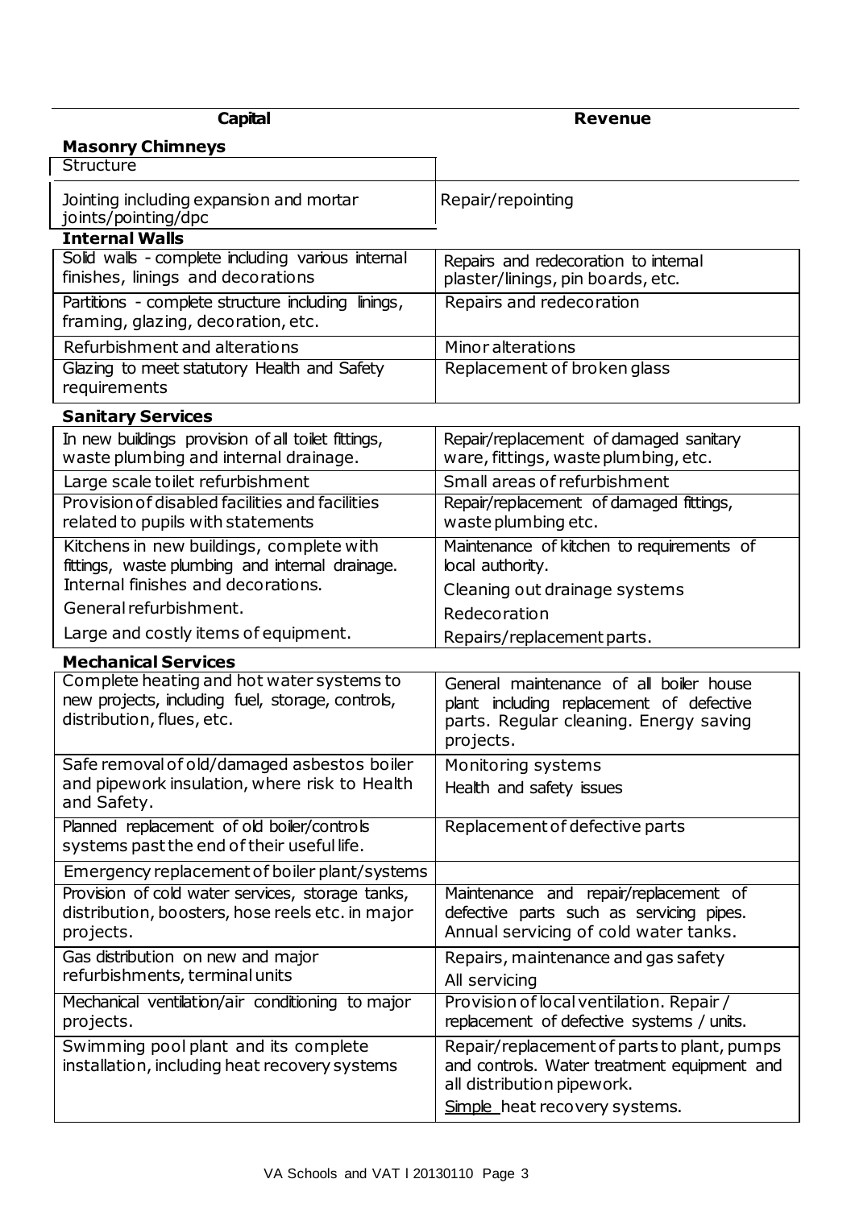| Capital | Revenue |
| --- | --- |
| **Masonry Chimneys** | |
| Structure | |
| Jointing including expansion and mortar joints/pointing/dpc | Repair/repointing |
| **Internal Walls** | |
| Solid walls - complete including various internal finishes, linings and decorations | Repairs and redecoration to internal plaster/linings, pin boards, etc. |
| Partitions - complete structure including linings, framing, glazing, decoration, etc. | Repairs and redecoration |
| Refurbishment and alterations | Minor alterations |
| Glazing to meet statutory Health and Safety requirements | Replacement of broken glass |
| **Sanitary Services** | |
| In new buildings provision of all toilet fittings, waste plumbing and internal drainage. | Repair/replacement of damaged sanitary ware, fittings, waste plumbing, etc. |
| Large scale toilet refurbishment | Small areas of refurbishment |
| Provision of disabled facilities and facilities related to pupils with statements | Repair/replacement of damaged fittings, waste plumbing etc. |
| Kitchens in new buildings, complete with fittings, waste plumbing and internal drainage. Internal finishes and decorations. General refurbishment. Large and costly items of equipment. | Maintenance of kitchen to requirements of local authority. Cleaning out drainage systems Redecoration Repairs/replacement parts. |
| **Mechanical Services** | |
| Complete heating and hot water systems to new projects, including fuel, storage, controls, distribution, flues, etc. | General maintenance of all boiler house plant including replacement of defective parts. Regular cleaning. Energy saving projects. |
| Safe removal of old/damaged asbestos boiler and pipework insulation, where risk to Health and Safety. | Monitoring systems Health and safety issues |
| Planned replacement of old boiler/controls systems past the end of their useful life. | Replacement of defective parts |
| Emergency replacement of boiler plant/systems | |
| Provision of cold water services, storage tanks, distribution, boosters, hose reels etc. in major projects. | Maintenance and repair/replacement of defective parts such as servicing pipes. Annual servicing of cold water tanks. |
| Gas distribution on new and major refurbishments, terminal units | Repairs, maintenance and gas safety All servicing |
| Mechanical ventilation/air conditioning to major projects. | Provision of local ventilation. Repair / replacement of defective systems / units. |
| Swimming pool plant and its complete installation, including heat recovery systems | Repair/replacement of parts to plant, pumps and controls. Water treatment equipment and all distribution pipework. Simple heat recovery systems. |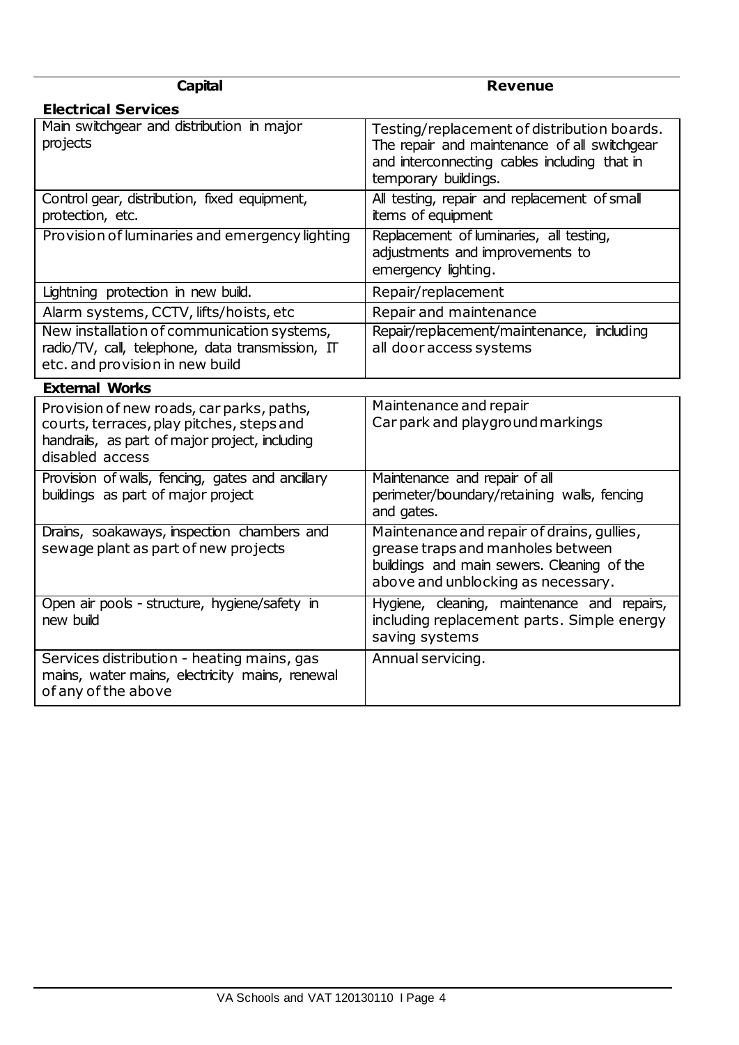| Capital | Revenue |
|---|---|
| **Electrical Services** | |
| Main switchgear and distribution in major projects | Testing/replacement of distribution boards. The repair and maintenance of all switchgear and interconnecting cables including that in temporary buildings. |
| Control gear, distribution, fixed equipment, protection, etc. | All testing, repair and replacement of small items of equipment |
| Provision of luminaries and emergency lighting | Replacement of luminaries, all testing, adjustments and improvements to emergency lighting. |
| Lightning protection in new build. | Repair/replacement |
| Alarm systems, CCTV, lifts/hoists, etc | Repair and maintenance |
| New installation of communication systems, radio/TV, call, telephone, data transmission, IT etc. and provision in new build | Repair/replacement/maintenance, including all door access systems |
| **External Works** | |
| Provision of new roads, car parks, paths, courts, terraces, play pitches, steps and handrails, as part of major project, including disabled access | Maintenance and repair<br>Car park and playground markings |
| Provision of walls, fencing, gates and ancillary buildings as part of major project | Maintenance and repair of all perimeter/boundary/retaining walls, fencing and gates. |
| Drains, soakaways, inspection chambers and sewage plant as part of new projects | Maintenance and repair of drains, gullies, grease traps and manholes between buildings and main sewers. Cleaning of the above and unblocking as necessary. |
| Open air pools - structure, hygiene/safety in new build | Hygiene, cleaning, maintenance and repairs, including replacement parts. Simple energy saving systems |
| Services distribution - heating mains, gas mains, water mains, electricity mains, renewal of any of the above | Annual servicing. |